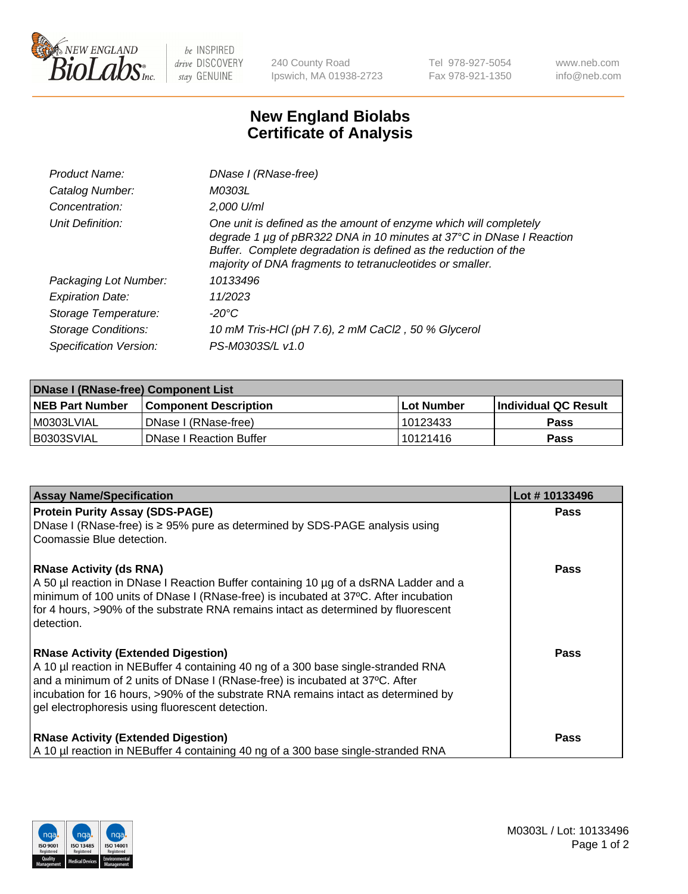# New England Biolabs Certificate of Analysis

| | |
|---|---|
| *Product Name:* | *DNase I (RNase-free)* |
| *Catalog Number:* | *M0303L* |
| *Concentration:* | *2,000 U/ml* |
| *Unit Definition:* | *One unit is defined as the amount of enzyme which will completely degrade 1 µg of pBR322 DNA in 10 minutes at 37°C in DNase I Reaction Buffer. Complete degradation is defined as the reduction of the majority of DNA fragments to tetranucleotides or smaller.* |
| *Packaging Lot Number:* | *10133496* |
| *Expiration Date:* | *11/2023* |
| *Storage Temperature:* | *-20°C* |
| *Storage Conditions:* | *10 mM Tris-HCl (pH 7.6), 2 mM CaCl2 , 50 % Glycerol* |
| *Specification Version:* | *PS-M0303S/L v1.0* |

| DNase I (RNase-free) Component List | | | |
|---|---|---|---|
| **NEB Part Number** | **Component Description** | **Lot Number** | **Individual QC Result** |
| M0303LVIAL | DNase I (RNase-free) | 10123433 | Pass |
| B0303SVIAL | DNase I Reaction Buffer | 10121416 | Pass |

| Assay Name/Specification | Lot # 10133496 |
|---|---|
| **Protein Purity Assay (SDS-PAGE)**<br>DNase I (RNase-free) is ≥ 95% pure as determined by SDS-PAGE analysis using Coomassie Blue detection. | Pass |
| **RNase Activity (ds RNA)**<br>A 50 µl reaction in DNase I Reaction Buffer containing 10 µg of a dsRNA Ladder and a minimum of 100 units of DNase I (RNase-free) is incubated at 37ºC. After incubation for 4 hours, >90% of the substrate RNA remains intact as determined by fluorescent detection. | Pass |
| **RNase Activity (Extended Digestion)**<br>A 10 µl reaction in NEBuffer 4 containing 40 ng of a 300 base single-stranded RNA and a minimum of 2 units of DNase I (RNase-free) is incubated at 37ºC. After incubation for 16 hours, >90% of the substrate RNA remains intact as determined by gel electrophoresis using fluorescent detection. | Pass |
| **RNase Activity (Extended Digestion)**<br>A 10 µl reaction in NEBuffer 4 containing 40 ng of a 300 base single-stranded RNA | Pass |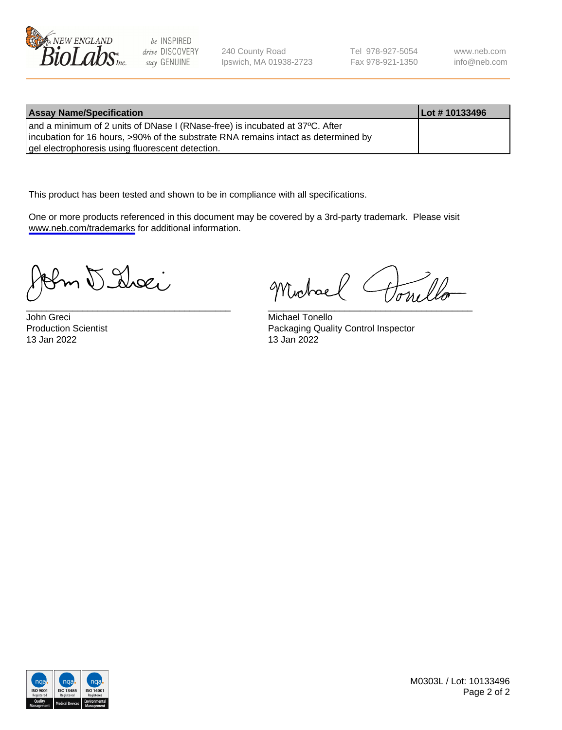| Assay Name/Specification | Lot # 10133496 |
|---|---|
| and a minimum of 2 units of DNase I (RNase-free) is incubated at 37ºC. After incubation for 16 hours, >90% of the substrate RNA remains intact as determined by gel electrophoresis using fluorescent detection. | |

This product has been tested and shown to be in compliance with all specifications.

One or more products referenced in this document may be covered by a 3rd-party trademark. Please visit www.neb.com/trademarks for additional information.

John Greci
Production Scientist
13 Jan 2022

Michael Tonello
Packaging Quality Control Inspector
13 Jan 2022

M0303L / Lot: 10133496